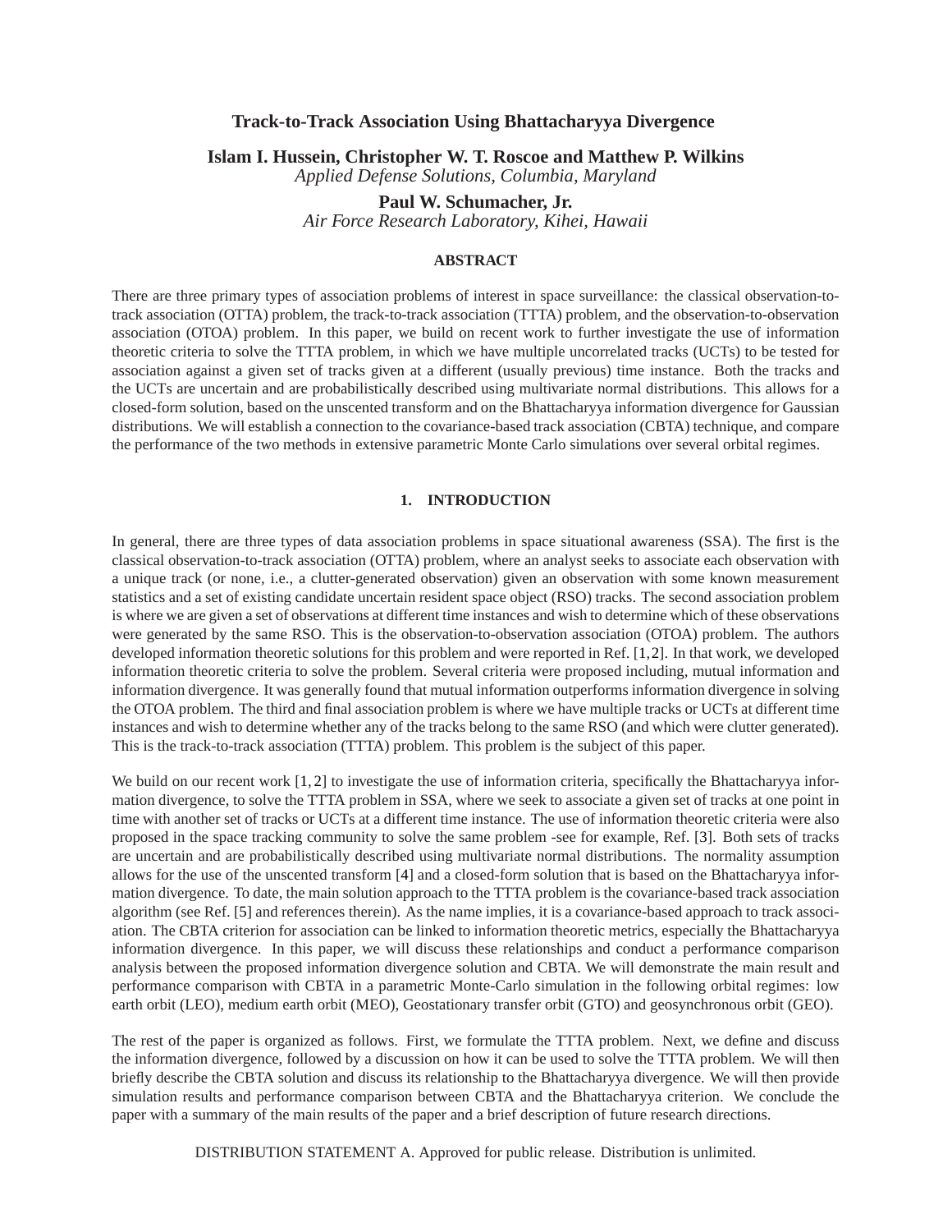# Track-to-Track Association Using Bhattacharyya Divergence

**Islam I. Hussein, Christopher W. T. Roscoe and Matthew P. Wilkins**
*Applied Defense Solutions, Columbia, Maryland*

**Paul W. Schumacher, Jr.**
*Air Force Research Laboratory, Kihei, Hawaii*

## ABSTRACT

There are three primary types of association problems of interest in space surveillance: the classical observation-to-track association (OTTA) problem, the track-to-track association (TTTA) problem, and the observation-to-observation association (OTOA) problem. In this paper, we build on recent work to further investigate the use of information theoretic criteria to solve the TTTA problem, in which we have multiple uncorrelated tracks (UCTs) to be tested for association against a given set of tracks given at a different (usually previous) time instance. Both the tracks and the UCTs are uncertain and are probabilistically described using multivariate normal distributions. This allows for a closed-form solution, based on the unscented transform and on the Bhattacharyya information divergence for Gaussian distributions. We will establish a connection to the covariance-based track association (CBTA) technique, and compare the performance of the two methods in extensive parametric Monte Carlo simulations over several orbital regimes.

## 1. INTRODUCTION

In general, there are three types of data association problems in space situational awareness (SSA). The first is the classical observation-to-track association (OTTA) problem, where an analyst seeks to associate each observation with a unique track (or none, i.e., a clutter-generated observation) given an observation with some known measurement statistics and a set of existing candidate uncertain resident space object (RSO) tracks. The second association problem is where we are given a set of observations at different time instances and wish to determine which of these observations were generated by the same RSO. This is the observation-to-observation association (OTOA) problem. The authors developed information theoretic solutions for this problem and were reported in Ref. [1,2]. In that work, we developed information theoretic criteria to solve the problem. Several criteria were proposed including, mutual information and information divergence. It was generally found that mutual information outperforms information divergence in solving the OTOA problem. The third and final association problem is where we have multiple tracks or UCTs at different time instances and wish to determine whether any of the tracks belong to the same RSO (and which were clutter generated). This is the track-to-track association (TTTA) problem. This problem is the subject of this paper.

We build on our recent work [1, 2] to investigate the use of information criteria, specifically the Bhattacharyya information divergence, to solve the TTTA problem in SSA, where we seek to associate a given set of tracks at one point in time with another set of tracks or UCTs at a different time instance. The use of information theoretic criteria were also proposed in the space tracking community to solve the same problem -see for example, Ref. [3]. Both sets of tracks are uncertain and are probabilistically described using multivariate normal distributions. The normality assumption allows for the use of the unscented transform [4] and a closed-form solution that is based on the Bhattacharyya information divergence. To date, the main solution approach to the TTTA problem is the covariance-based track association algorithm (see Ref. [5] and references therein). As the name implies, it is a covariance-based approach to track association. The CBTA criterion for association can be linked to information theoretic metrics, especially the Bhattacharyya information divergence. In this paper, we will discuss these relationships and conduct a performance comparison analysis between the proposed information divergence solution and CBTA. We will demonstrate the main result and performance comparison with CBTA in a parametric Monte-Carlo simulation in the following orbital regimes: low earth orbit (LEO), medium earth orbit (MEO), Geostationary transfer orbit (GTO) and geosynchronous orbit (GEO).

The rest of the paper is organized as follows. First, we formulate the TTTA problem. Next, we define and discuss the information divergence, followed by a discussion on how it can be used to solve the TTTA problem. We will then briefly describe the CBTA solution and discuss its relationship to the Bhattacharyya divergence. We will then provide simulation results and performance comparison between CBTA and the Bhattacharyya criterion. We conclude the paper with a summary of the main results of the paper and a brief description of future research directions.

DISTRIBUTION STATEMENT A. Approved for public release. Distribution is unlimited.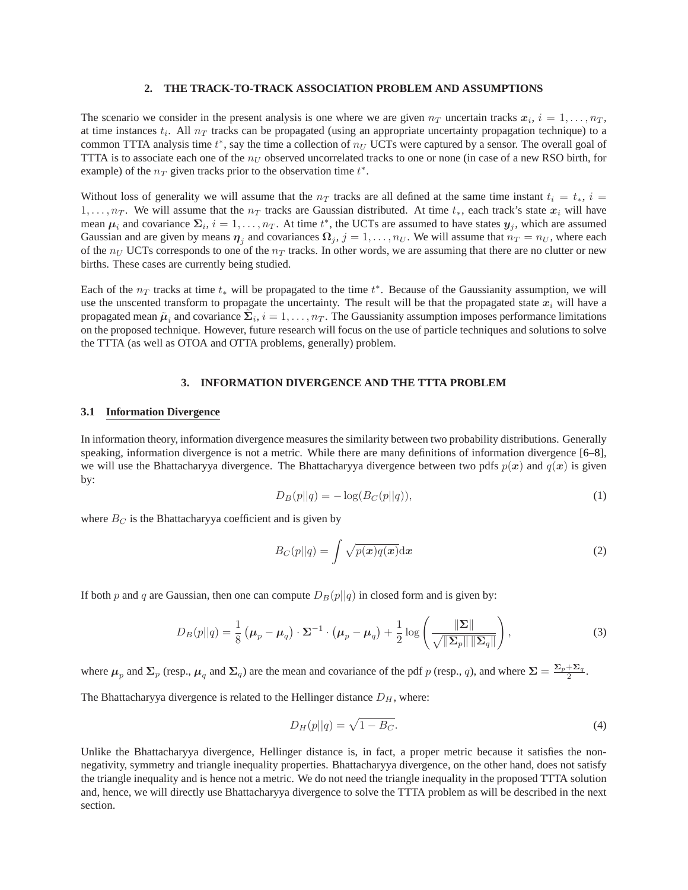## 2. THE TRACK-TO-TRACK ASSOCIATION PROBLEM AND ASSUMPTIONS

The scenario we consider in the present analysis is one where we are given $n_T$ uncertain tracks $\boldsymbol{x}_i$, $i = 1, \ldots, n_T$, at time instances $t_i$. All $n_T$ tracks can be propagated (using an appropriate uncertainty propagation technique) to a common TTTA analysis time $t^*$, say the time a collection of $n_U$ UCTs were captured by a sensor. The overall goal of TTTA is to associate each one of the $n_U$ observed uncorrelated tracks to one or none (in case of a new RSO birth, for example) of the $n_T$ given tracks prior to the observation time $t^*$.

Without loss of generality we will assume that the $n_T$ tracks are all defined at the same time instant $t_i = t_*$, $i = 1, \ldots, n_T$. We will assume that the $n_T$ tracks are Gaussian distributed. At time $t_*$, each track's state $\boldsymbol{x}_i$ will have mean $\boldsymbol{\mu}_i$ and covariance $\boldsymbol{\Sigma}_i$, $i = 1, \ldots, n_T$. At time $t^*$, the UCTs are assumed to have states $\boldsymbol{y}_j$, which are assumed Gaussian and are given by means $\boldsymbol{\eta}_j$ and covariances $\boldsymbol{\Omega}_j$, $j = 1, \ldots, n_U$. We will assume that $n_T = n_U$, where each of the $n_U$ UCTs corresponds to one of the $n_T$ tracks. In other words, we are assuming that there are no clutter or new births. These cases are currently being studied.

Each of the $n_T$ tracks at time $t_*$ will be propagated to the time $t^*$. Because of the Gaussianity assumption, we will use the unscented transform to propagate the uncertainty. The result will be that the propagated state $\boldsymbol{x}_i$ will have a propagated mean $\tilde{\boldsymbol{\mu}}_i$ and covariance $\tilde{\boldsymbol{\Sigma}}_i$, $i = 1, \ldots, n_T$. The Gaussianity assumption imposes performance limitations on the proposed technique. However, future research will focus on the use of particle techniques and solutions to solve the TTTA (as well as OTOA and OTTA problems, generally) problem.

## 3. INFORMATION DIVERGENCE AND THE TTTA PROBLEM

### 3.1 Information Divergence

In information theory, information divergence measures the similarity between two probability distributions. Generally speaking, information divergence is not a metric. While there are many definitions of information divergence [6–8], we will use the Bhattacharyya divergence. The Bhattacharyya divergence between two pdfs $p(\boldsymbol{x})$ and $q(\boldsymbol{x})$ is given by:

$$D_B(p||q) = -\log(B_C(p||q)), \tag{1}$$

where $B_C$ is the Bhattacharyya coefficient and is given by

$$B_C(p||q) = \int \sqrt{p(\boldsymbol{x})q(\boldsymbol{x})}\mathrm{d}\boldsymbol{x} \tag{2}$$

If both $p$ and $q$ are Gaussian, then one can compute $D_B(p||q)$ in closed form and is given by:

$$D_B(p||q) = \frac{1}{8}\left(\boldsymbol{\mu}_p - \boldsymbol{\mu}_q\right) \cdot \boldsymbol{\Sigma}^{-1} \cdot \left(\boldsymbol{\mu}_p - \boldsymbol{\mu}_q\right) + \frac{1}{2}\log\left(\frac{\|\boldsymbol{\Sigma}\|}{\sqrt{\|\boldsymbol{\Sigma}_p\|\,\|\boldsymbol{\Sigma}_q\|}}\right), \tag{3}$$

where $\boldsymbol{\mu}_p$ and $\boldsymbol{\Sigma}_p$ (resp., $\boldsymbol{\mu}_q$ and $\boldsymbol{\Sigma}_q$) are the mean and covariance of the pdf $p$ (resp., $q$), and where $\boldsymbol{\Sigma} = \frac{\boldsymbol{\Sigma}_p + \boldsymbol{\Sigma}_q}{2}$.

The Bhattacharyya divergence is related to the Hellinger distance $D_H$, where:

$$D_H(p||q) = \sqrt{1 - B_C}. \tag{4}$$

Unlike the Bhattacharyya divergence, Hellinger distance is, in fact, a proper metric because it satisfies the non-negativity, symmetry and triangle inequality properties. Bhattacharyya divergence, on the other hand, does not satisfy the triangle inequality and is hence not a metric. We do not need the triangle inequality in the proposed TTTA solution and, hence, we will directly use Bhattacharyya divergence to solve the TTTA problem as will be described in the next section.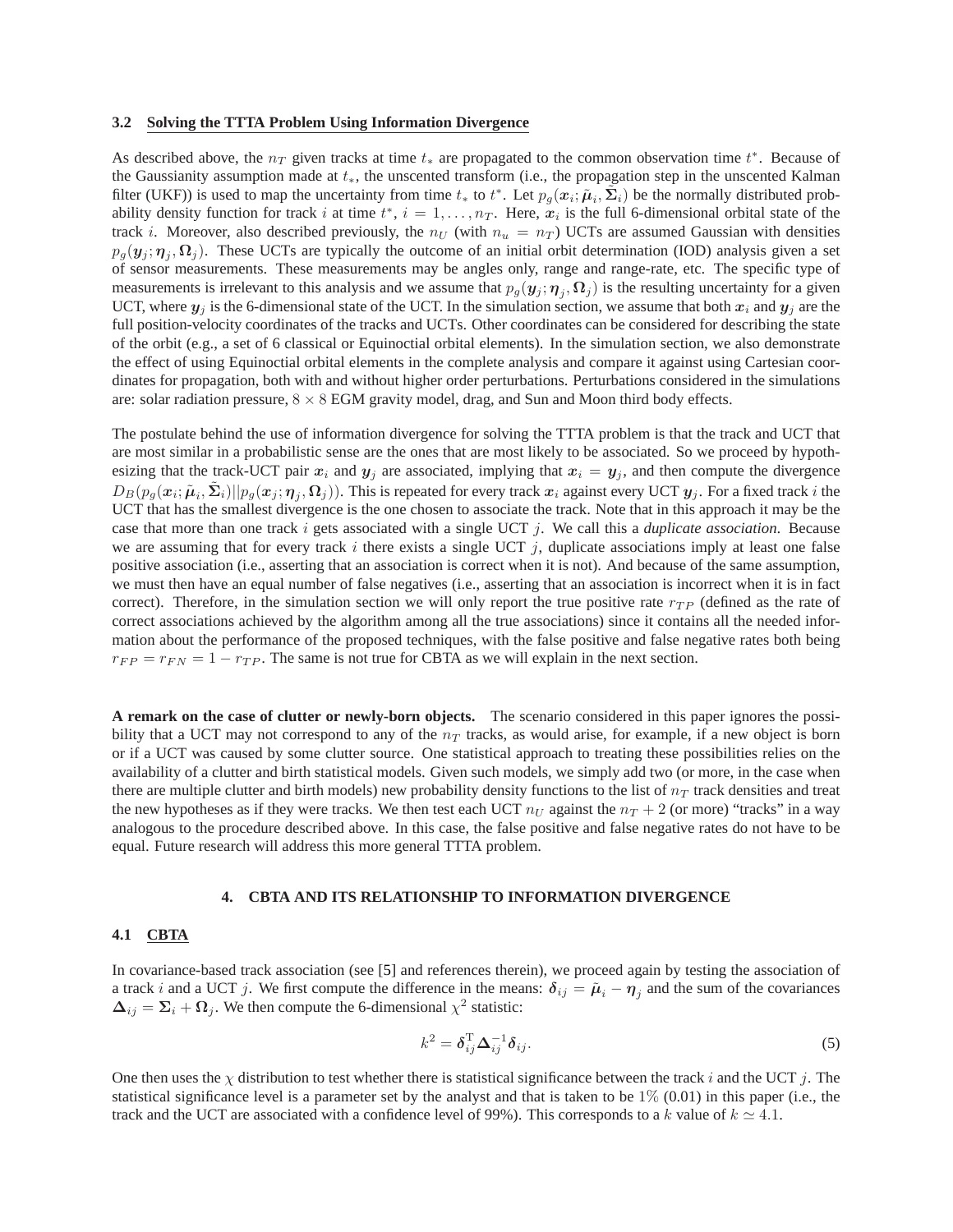### 3.2 Solving the TTTA Problem Using Information Divergence

As described above, the $n_T$ given tracks at time $t_*$ are propagated to the common observation time $t^*$. Because of the Gaussianity assumption made at $t_*$, the unscented transform (i.e., the propagation step in the unscented Kalman filter (UKF)) is used to map the uncertainty from time $t_*$ to $t^*$. Let $p_g(\boldsymbol{x}_i; \tilde{\boldsymbol{\mu}}_i, \tilde{\boldsymbol{\Sigma}}_i)$ be the normally distributed probability density function for track $i$ at time $t^*$, $i = 1, \ldots, n_T$. Here, $\boldsymbol{x}_i$ is the full 6-dimensional orbital state of the track $i$. Moreover, also described previously, the $n_U$ (with $n_u = n_T$) UCTs are assumed Gaussian with densities $p_g(\boldsymbol{y}_j; \boldsymbol{\eta}_j, \boldsymbol{\Omega}_j)$. These UCTs are typically the outcome of an initial orbit determination (IOD) analysis given a set of sensor measurements. These measurements may be angles only, range and range-rate, etc. The specific type of measurements is irrelevant to this analysis and we assume that $p_g(\boldsymbol{y}_j; \boldsymbol{\eta}_j, \boldsymbol{\Omega}_j)$ is the resulting uncertainty for a given UCT, where $\boldsymbol{y}_j$ is the 6-dimensional state of the UCT. In the simulation section, we assume that both $\boldsymbol{x}_i$ and $\boldsymbol{y}_j$ are the full position-velocity coordinates of the tracks and UCTs. Other coordinates can be considered for describing the state of the orbit (e.g., a set of 6 classical or Equinoctial orbital elements). In the simulation section, we also demonstrate the effect of using Equinoctial orbital elements in the complete analysis and compare it against using Cartesian coordinates for propagation, both with and without higher order perturbations. Perturbations considered in the simulations are: solar radiation pressure, $8 \times 8$ EGM gravity model, drag, and Sun and Moon third body effects.

The postulate behind the use of information divergence for solving the TTTA problem is that the track and UCT that are most similar in a probabilistic sense are the ones that are most likely to be associated. So we proceed by hypothesizing that the track-UCT pair $\boldsymbol{x}_i$ and $\boldsymbol{y}_j$ are associated, implying that $\boldsymbol{x}_i = \boldsymbol{y}_j$, and then compute the divergence $D_B(p_g(\boldsymbol{x}_i; \tilde{\boldsymbol{\mu}}_i, \tilde{\boldsymbol{\Sigma}}_i) || p_g(\boldsymbol{x}_j; \boldsymbol{\eta}_j, \boldsymbol{\Omega}_j))$. This is repeated for every track $\boldsymbol{x}_i$ against every UCT $\boldsymbol{y}_j$. For a fixed track $i$ the UCT that has the smallest divergence is the one chosen to associate the track. Note that in this approach it may be the case that more than one track $i$ gets associated with a single UCT $j$. We call this a *duplicate association*. Because we are assuming that for every track $i$ there exists a single UCT $j$, duplicate associations imply at least one false positive association (i.e., asserting that an association is correct when it is not). And because of the same assumption, we must then have an equal number of false negatives (i.e., asserting that an association is incorrect when it is in fact correct). Therefore, in the simulation section we will only report the true positive rate $r_{TP}$ (defined as the rate of correct associations achieved by the algorithm among all the true associations) since it contains all the needed information about the performance of the proposed techniques, with the false positive and false negative rates both being $r_{FP} = r_{FN} = 1 - r_{TP}$. The same is not true for CBTA as we will explain in the next section.

**A remark on the case of clutter or newly-born objects.** The scenario considered in this paper ignores the possibility that a UCT may not correspond to any of the $n_T$ tracks, as would arise, for example, if a new object is born or if a UCT was caused by some clutter source. One statistical approach to treating these possibilities relies on the availability of a clutter and birth statistical models. Given such models, we simply add two (or more, in the case when there are multiple clutter and birth models) new probability density functions to the list of $n_T$ track densities and treat the new hypotheses as if they were tracks. We then test each UCT $n_U$ against the $n_T + 2$ (or more) "tracks" in a way analogous to the procedure described above. In this case, the false positive and false negative rates do not have to be equal. Future research will address this more general TTTA problem.

## 4. CBTA AND ITS RELATIONSHIP TO INFORMATION DIVERGENCE

### 4.1 CBTA

In covariance-based track association (see [5] and references therein), we proceed again by testing the association of a track $i$ and a UCT $j$. We first compute the difference in the means: $\boldsymbol{\delta}_{ij} = \tilde{\boldsymbol{\mu}}_i - \boldsymbol{\eta}_j$ and the sum of the covariances $\boldsymbol{\Delta}_{ij} = \boldsymbol{\Sigma}_i + \boldsymbol{\Omega}_j$. We then compute the 6-dimensional $\chi^2$ statistic:

$$k^2 = \boldsymbol{\delta}_{ij}^{\mathrm{T}} \boldsymbol{\Delta}_{ij}^{-1} \boldsymbol{\delta}_{ij}. \tag{5}$$

One then uses the $\chi$ distribution to test whether there is statistical significance between the track $i$ and the UCT $j$. The statistical significance level is a parameter set by the analyst and that is taken to be $1\%$ (0.01) in this paper (i.e., the track and the UCT are associated with a confidence level of 99%). This corresponds to a $k$ value of $k \simeq 4.1$.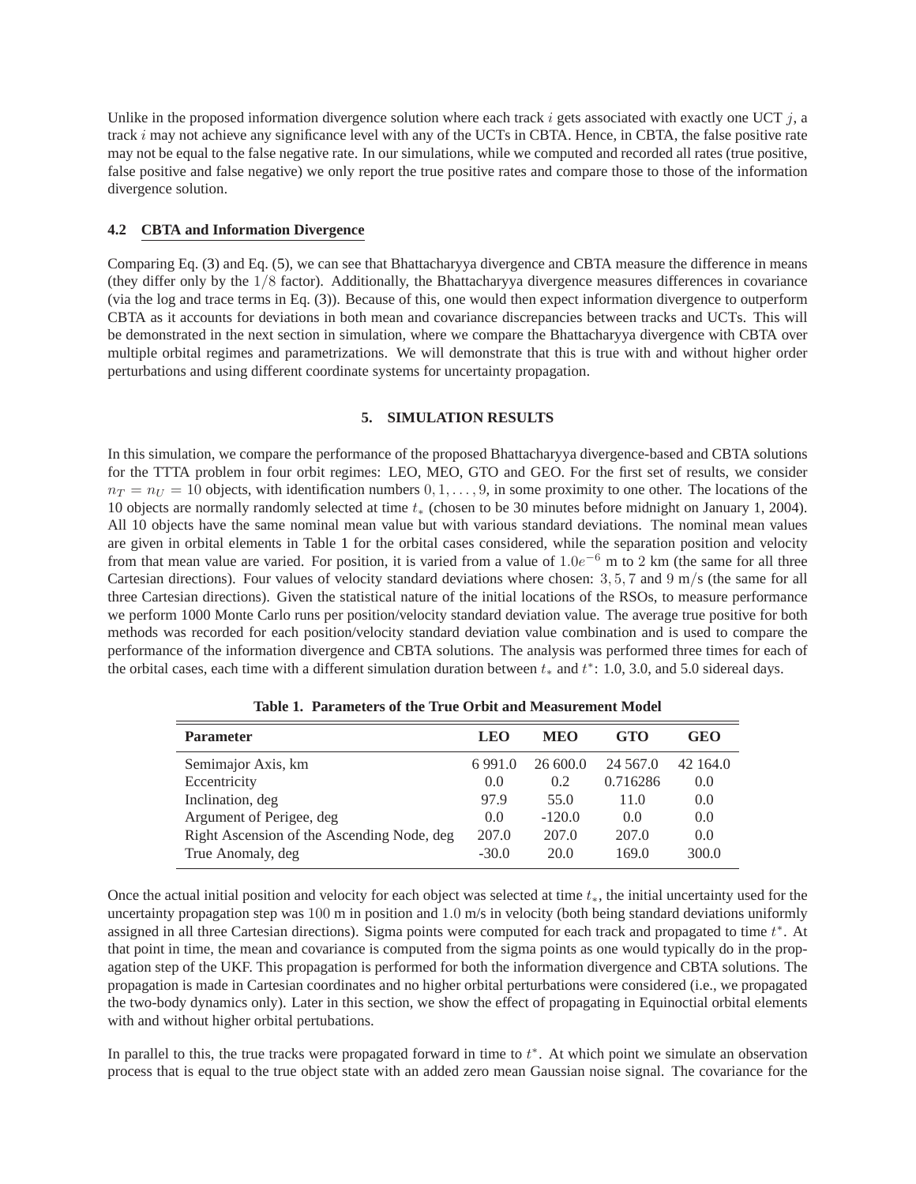Unlike in the proposed information divergence solution where each track $i$ gets associated with exactly one UCT $j$, a track $i$ may not achieve any significance level with any of the UCTs in CBTA. Hence, in CBTA, the false positive rate may not be equal to the false negative rate. In our simulations, while we computed and recorded all rates (true positive, false positive and false negative) we only report the true positive rates and compare those to those of the information divergence solution.

### 4.2 CBTA and Information Divergence

Comparing Eq. (3) and Eq. (5), we can see that Bhattacharyya divergence and CBTA measure the difference in means (they differ only by the $1/8$ factor). Additionally, the Bhattacharyya divergence measures differences in covariance (via the log and trace terms in Eq. (3)). Because of this, one would then expect information divergence to outperform CBTA as it accounts for deviations in both mean and covariance discrepancies between tracks and UCTs. This will be demonstrated in the next section in simulation, where we compare the Bhattacharyya divergence with CBTA over multiple orbital regimes and parametrizations. We will demonstrate that this is true with and without higher order perturbations and using different coordinate systems for uncertainty propagation.

## 5. SIMULATION RESULTS

In this simulation, we compare the performance of the proposed Bhattacharyya divergence-based and CBTA solutions for the TTTA problem in four orbit regimes: LEO, MEO, GTO and GEO. For the first set of results, we consider $n_T = n_U = 10$ objects, with identification numbers $0, 1, \ldots, 9$, in some proximity to one other. The locations of the 10 objects are normally randomly selected at time $t_*$ (chosen to be 30 minutes before midnight on January 1, 2004). All 10 objects have the same nominal mean value but with various standard deviations. The nominal mean values are given in orbital elements in Table 1 for the orbital cases considered, while the separation position and velocity from that mean value are varied. For position, it is varied from a value of $1.0e^{-6}$ m to 2 km (the same for all three Cartesian directions). Four values of velocity standard deviations where chosen: $3, 5, 7$ and $9$ m/s (the same for all three Cartesian directions). Given the statistical nature of the initial locations of the RSOs, to measure performance we perform 1000 Monte Carlo runs per position/velocity standard deviation value. The average true positive for both methods was recorded for each position/velocity standard deviation value combination and is used to compare the performance of the information divergence and CBTA solutions. The analysis was performed three times for each of the orbital cases, each time with a different simulation duration between $t_*$ and $t^*$: 1.0, 3.0, and 5.0 sidereal days.

**Table 1. Parameters of the True Orbit and Measurement Model**

| Parameter | LEO | MEO | GTO | GEO |
|---|---|---|---|---|
| Semimajor Axis, km | 6 991.0 | 26 600.0 | 24 567.0 | 42 164.0 |
| Eccentricity | 0.0 | 0.2 | 0.716286 | 0.0 |
| Inclination, deg | 97.9 | 55.0 | 11.0 | 0.0 |
| Argument of Perigee, deg | 0.0 | -120.0 | 0.0 | 0.0 |
| Right Ascension of the Ascending Node, deg | 207.0 | 207.0 | 207.0 | 0.0 |
| True Anomaly, deg | -30.0 | 20.0 | 169.0 | 300.0 |

Once the actual initial position and velocity for each object was selected at time $t_*$, the initial uncertainty used for the uncertainty propagation step was $100$ m in position and $1.0$ m/s in velocity (both being standard deviations uniformly assigned in all three Cartesian directions). Sigma points were computed for each track and propagated to time $t^*$. At that point in time, the mean and covariance is computed from the sigma points as one would typically do in the propagation step of the UKF. This propagation is performed for both the information divergence and CBTA solutions. The propagation is made in Cartesian coordinates and no higher orbital perturbations were considered (i.e., we propagated the two-body dynamics only). Later in this section, we show the effect of propagating in Equinoctial orbital elements with and without higher orbital pertubations.

In parallel to this, the true tracks were propagated forward in time to $t^*$. At which point we simulate an observation process that is equal to the true object state with an added zero mean Gaussian noise signal. The covariance for the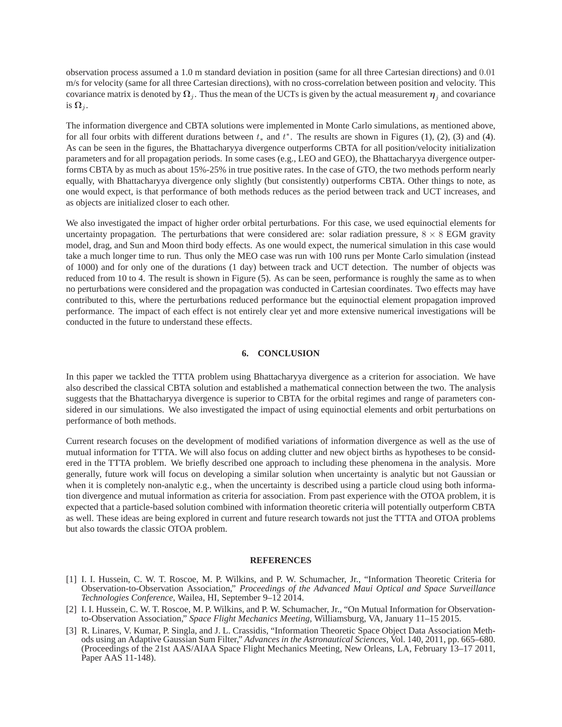observation process assumed a 1.0 m standard deviation in position (same for all three Cartesian directions) and $0.01$ m/s for velocity (same for all three Cartesian directions), with no cross-correlation between position and velocity. This covariance matrix is denoted by $\mathbf{\Omega}_j$. Thus the mean of the UCTs is given by the actual measurement $\boldsymbol{\eta}_j$ and covariance is $\mathbf{\Omega}_j$.

The information divergence and CBTA solutions were implemented in Monte Carlo simulations, as mentioned above, for all four orbits with different durations between $t_*$ and $t^*$. The results are shown in Figures (1), (2), (3) and (4). As can be seen in the figures, the Bhattacharyya divergence outperforms CBTA for all position/velocity initialization parameters and for all propagation periods. In some cases (e.g., LEO and GEO), the Bhattacharyya divergence outperforms CBTA by as much as about 15%-25% in true positive rates. In the case of GTO, the two methods perform nearly equally, with Bhattacharyya divergence only slightly (but consistently) outperforms CBTA. Other things to note, as one would expect, is that performance of both methods reduces as the period between track and UCT increases, and as objects are initialized closer to each other.

We also investigated the impact of higher order orbital perturbations. For this case, we used equinoctial elements for uncertainty propagation. The perturbations that were considered are: solar radiation pressure, $8 \times 8$ EGM gravity model, drag, and Sun and Moon third body effects. As one would expect, the numerical simulation in this case would take a much longer time to run. Thus only the MEO case was run with 100 runs per Monte Carlo simulation (instead of 1000) and for only one of the durations (1 day) between track and UCT detection. The number of objects was reduced from 10 to 4. The result is shown in Figure (5). As can be seen, performance is roughly the same as to when no perturbations were considered and the propagation was conducted in Cartesian coordinates. Two effects may have contributed to this, where the perturbations reduced performance but the equinoctial element propagation improved performance. The impact of each effect is not entirely clear yet and more extensive numerical investigations will be conducted in the future to understand these effects.

## 6. CONCLUSION

In this paper we tackled the TTTA problem using Bhattacharyya divergence as a criterion for association. We have also described the classical CBTA solution and established a mathematical connection between the two. The analysis suggests that the Bhattacharyya divergence is superior to CBTA for the orbital regimes and range of parameters considered in our simulations. We also investigated the impact of using equinoctial elements and orbit perturbations on performance of both methods.

Current research focuses on the development of modified variations of information divergence as well as the use of mutual information for TTTA. We will also focus on adding clutter and new object births as hypotheses to be considered in the TTTA problem. We briefly described one approach to including these phenomena in the analysis. More generally, future work will focus on developing a similar solution when uncertainty is analytic but not Gaussian or when it is completely non-analytic e.g., when the uncertainty is described using a particle cloud using both information divergence and mutual information as criteria for association. From past experience with the OTOA problem, it is expected that a particle-based solution combined with information theoretic criteria will potentially outperform CBTA as well. These ideas are being explored in current and future research towards not just the TTTA and OTOA problems but also towards the classic OTOA problem.

## REFERENCES

[1] I. I. Hussein, C. W. T. Roscoe, M. P. Wilkins, and P. W. Schumacher, Jr., "Information Theoretic Criteria for Observation-to-Observation Association," *Proceedings of the Advanced Maui Optical and Space Surveillance Technologies Conference*, Wailea, HI, September 9–12 2014.

[2] I. I. Hussein, C. W. T. Roscoe, M. P. Wilkins, and P. W. Schumacher, Jr., "On Mutual Information for Observation-to-Observation Association," *Space Flight Mechanics Meeting*, Williamsburg, VA, January 11–15 2015.

[3] R. Linares, V. Kumar, P. Singla, and J. L. Crassidis, "Information Theoretic Space Object Data Association Methods using an Adaptive Gaussian Sum Filter," *Advances in the Astronautical Sciences*, Vol. 140, 2011, pp. 665–680. (Proceedings of the 21st AAS/AIAA Space Flight Mechanics Meeting, New Orleans, LA, February 13–17 2011, Paper AAS 11-148).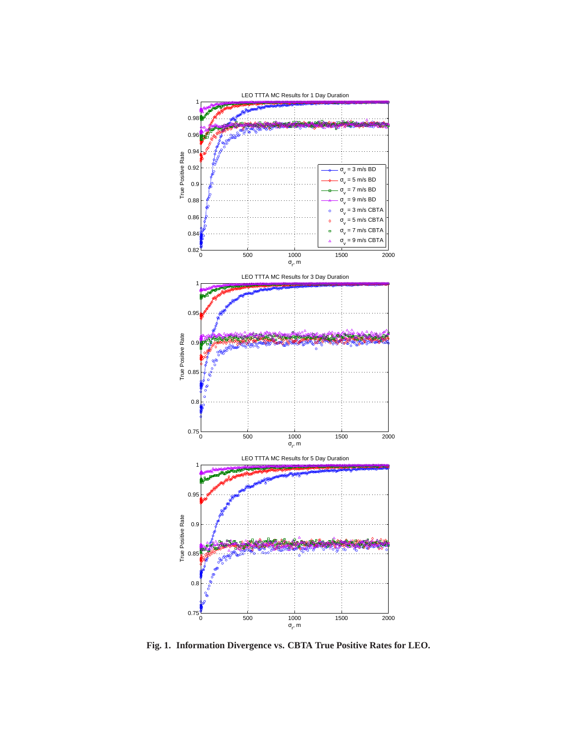**Fig. 1. Information Divergence vs. CBTA True Positive Rates for LEO.**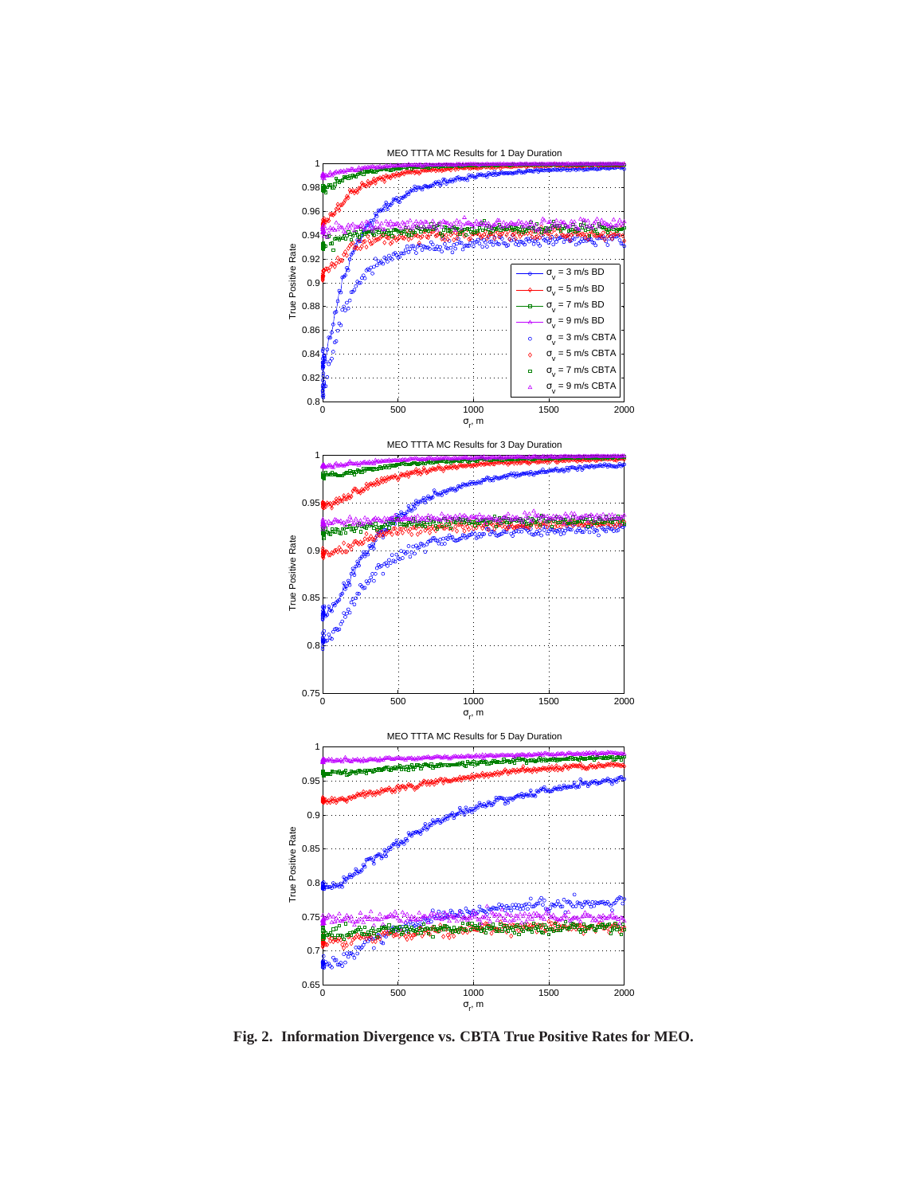Fig. 2. Information Divergence vs. CBTA True Positive Rates for MEO.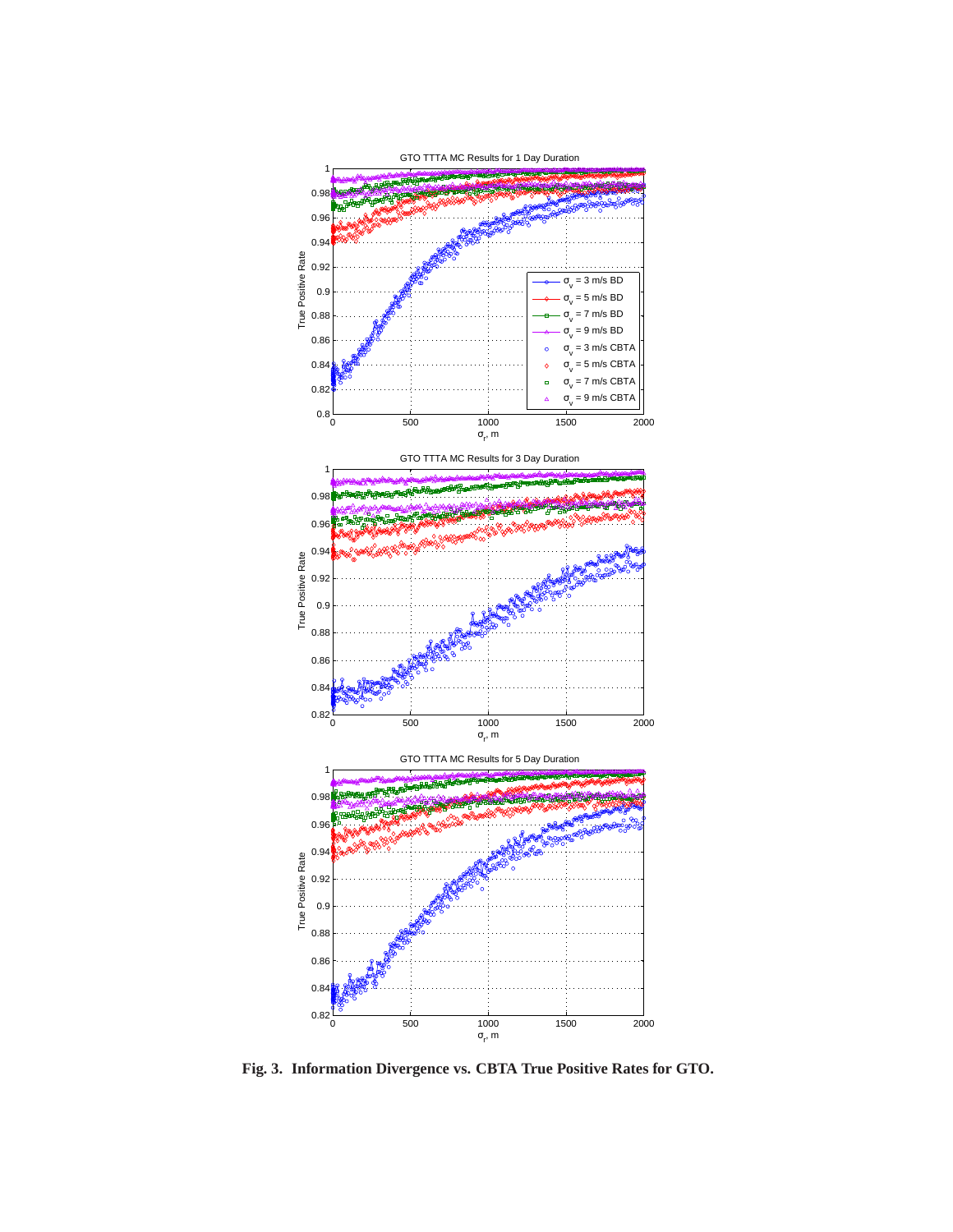**Fig. 3. Information Divergence vs. CBTA True Positive Rates for GTO.**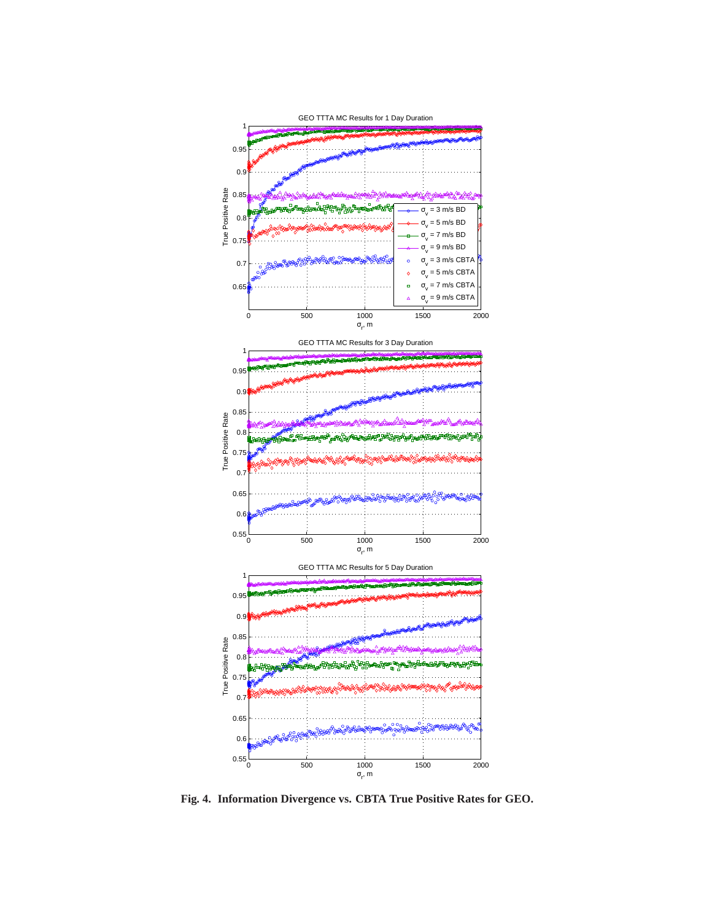**Fig. 4. Information Divergence vs. CBTA True Positive Rates for GEO.**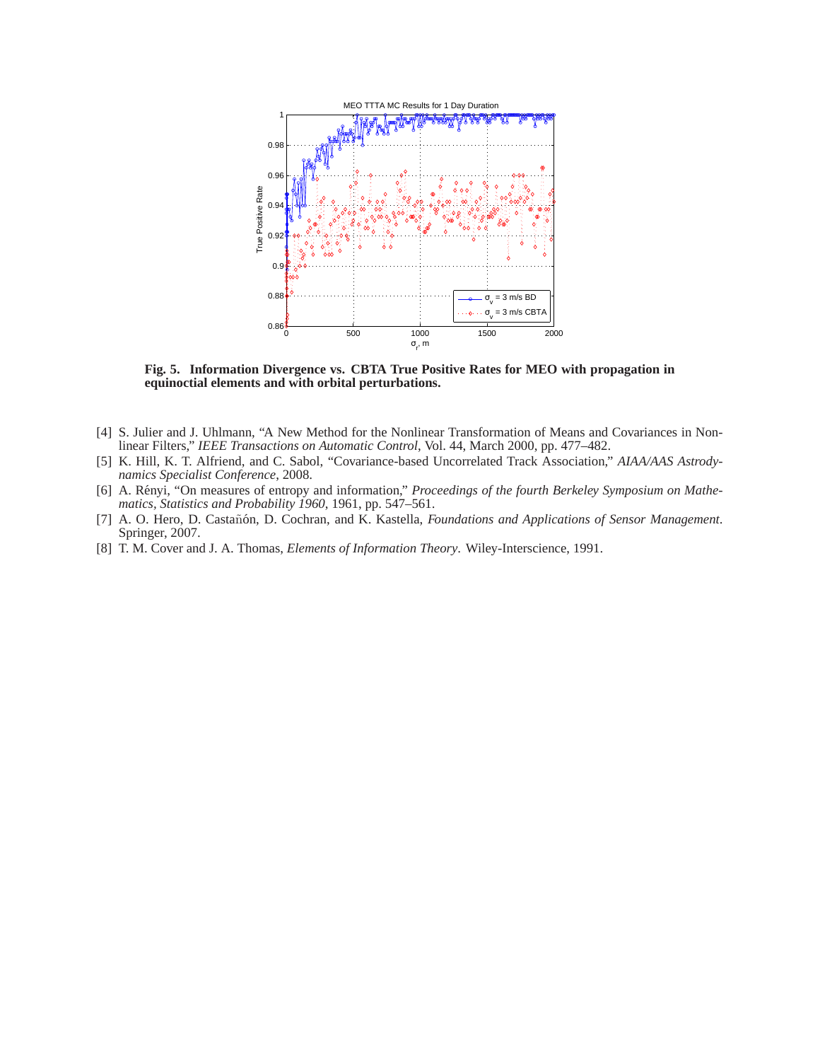MEO TTTA MC Results for 1 Day Duration

True Positive Rate

1

0.98

0.96

0.94

0.92

0.9

0.88

0.86

0

500

1000

1500

2000

$\sigma_r$, m

$\sigma_v$ = 3 m/s BD

$\sigma_v$ = 3 m/s CBTA

**Fig. 5. Information Divergence vs. CBTA True Positive Rates for MEO with propagation in equinoctial elements and with orbital perturbations.**

[4] S. Julier and J. Uhlmann, "A New Method for the Nonlinear Transformation of Means and Covariances in Nonlinear Filters," *IEEE Transactions on Automatic Control*, Vol. 44, March 2000, pp. 477–482.

[5] K. Hill, K. T. Alfriend, and C. Sabol, "Covariance-based Uncorrelated Track Association," *AIAA/AAS Astrodynamics Specialist Conference*, 2008.

[6] A. Rényi, "On measures of entropy and information," *Proceedings of the fourth Berkeley Symposium on Mathematics, Statistics and Probability 1960*, 1961, pp. 547–561.

[7] A. O. Hero, D. Castañón, D. Cochran, and K. Kastella, *Foundations and Applications of Sensor Management*. Springer, 2007.

[8] T. M. Cover and J. A. Thomas, *Elements of Information Theory*. Wiley-Interscience, 1991.